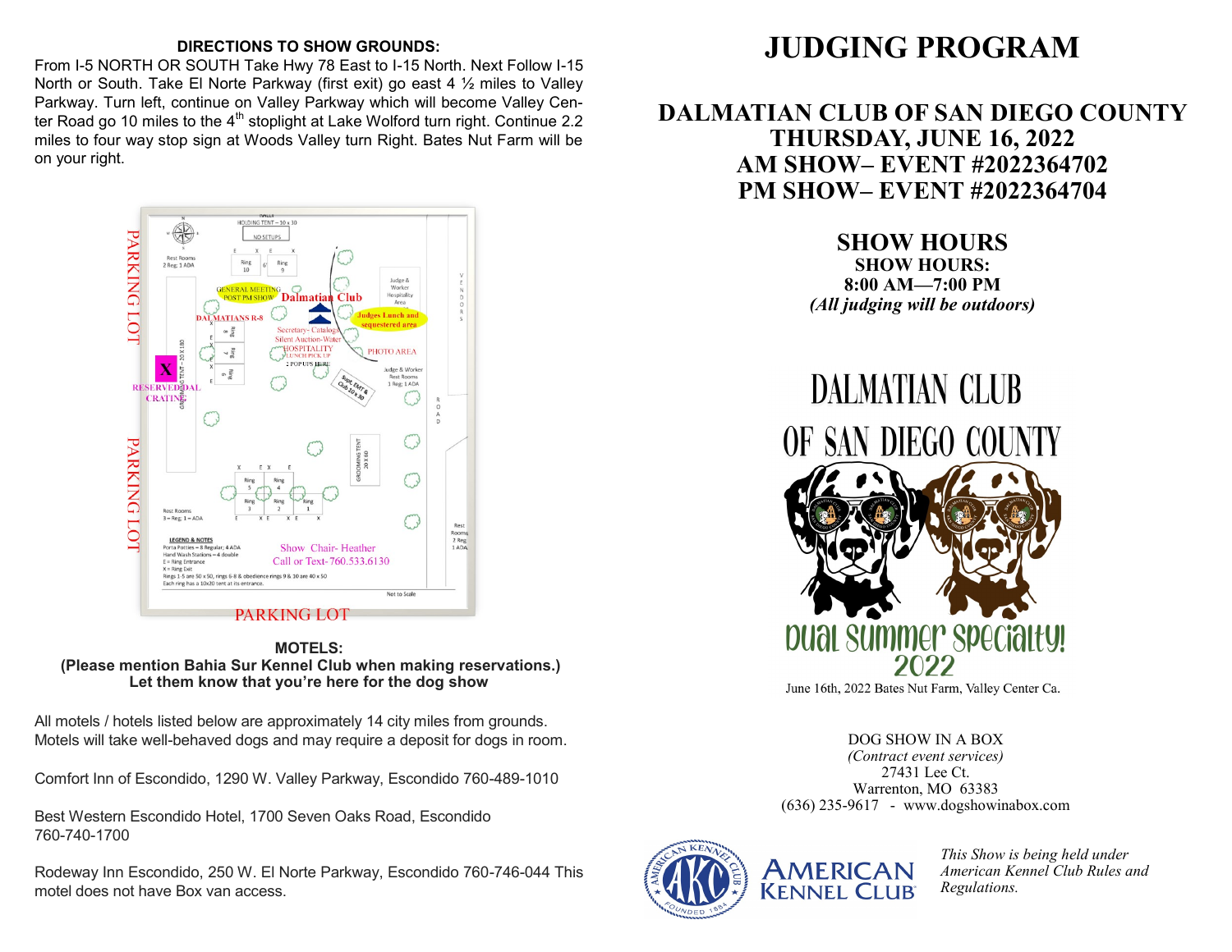**DIRECTIONS TO SHOW GROUNDS:**

From I-5 NORTH OR SOUTH Take Hwy 78 East to I-15 North. Next Follow I-15 North or South. Take El Norte Parkway (first exit) go east 4 ½ miles to Valley Parkway. Turn left, continue on Valley Parkway which will become Valley Center Road go 10 miles to the 4th stoplight at Lake Wolford turn right. Continue 2.2 miles to four way stop sign at Woods Valley turn Right. Bates Nut Farm will be on your right.

PARKING LOT

HOLDING TENT – 10 x 30

NO SETUPS

Rest Rooms 2 Reg; 1 ADA

Ring 10 | Ring 9

GENERAL MEETING POST PM SHOW

Dalmatian Club

DALMATIANS R-8

Judges Lunch and sequestered area

Judge & Worker Hospitality Area

VENDORS

Secretary- Catalogs Silent Auction- Water

HOSPITALITY LUNCH PICK UP

2 POPUPS HERE

PHOTO AREA

Ring 8 | Ring 7 | Ring 6

GROOMING TENT – 20 X 180

RESERVED DAL CRATING

Supt, EMT & Club 10 x 30

Judge & Worker Rest Rooms 1 Reg; 1 ADA

ROAD

GROOMING TENT 20 X 60

Ring 5 | Ring 4 | Ring 3 | Ring 2 | Ring 1

Rest Rooms 3 – Reg; 1 – ADA

Rest Rooms 2 Reg; 1 ADA

PARKING LOT

LEGEND & NOTES
Porta Potties – 8 Regular; 4 ADA
Hand Wash Stations – 4 double
E = Ring Entrance
X = Ring Exit
Rings 1-5 are 50 x 50, rings 6-8 & obedience rings 9 & 10 are 40 x 50
Each ring has a 10x20 tent at its entrance.

Show Chair- Heather
Call or Text- 760.533.6130

Not to Scale

PARKING LOT

**MOTELS:**
**(Please mention Bahia Sur Kennel Club when making reservations.)**
**Let them know that you're here for the dog show**

All motels / hotels listed below are approximately 14 city miles from grounds. Motels will take well-behaved dogs and may require a deposit for dogs in room.

Comfort Inn of Escondido, 1290 W. Valley Parkway, Escondido 760-489-1010

Best Western Escondido Hotel, 1700 Seven Oaks Road, Escondido 760-740-1700

Rodeway Inn Escondido, 250 W. El Norte Parkway, Escondido 760-746-044 This motel does not have Box van access.

# JUDGING PROGRAM

## DALMATIAN CLUB OF SAN DIEGO COUNTY
## THURSDAY, JUNE 16, 2022
## AM SHOW– EVENT #2022364702
## PM SHOW– EVENT #2022364704

### SHOW HOURS

**SHOW HOURS:**
**8:00 AM—7:00 PM**
***(All judging will be outdoors)***

DALMATIAN CLUB OF SAN DIEGO COUNTY

Dual Summer Specialty! 2022

June 16th, 2022 Bates Nut Farm, Valley Center Ca.

DOG SHOW IN A BOX
*(Contract event services)*
27431 Lee Ct.
Warrenton, MO 63383
(636) 235-9617 - www.dogshowinabox.com

AMERICAN KENNEL CLUB

*This Show is being held under American Kennel Club Rules and Regulations.*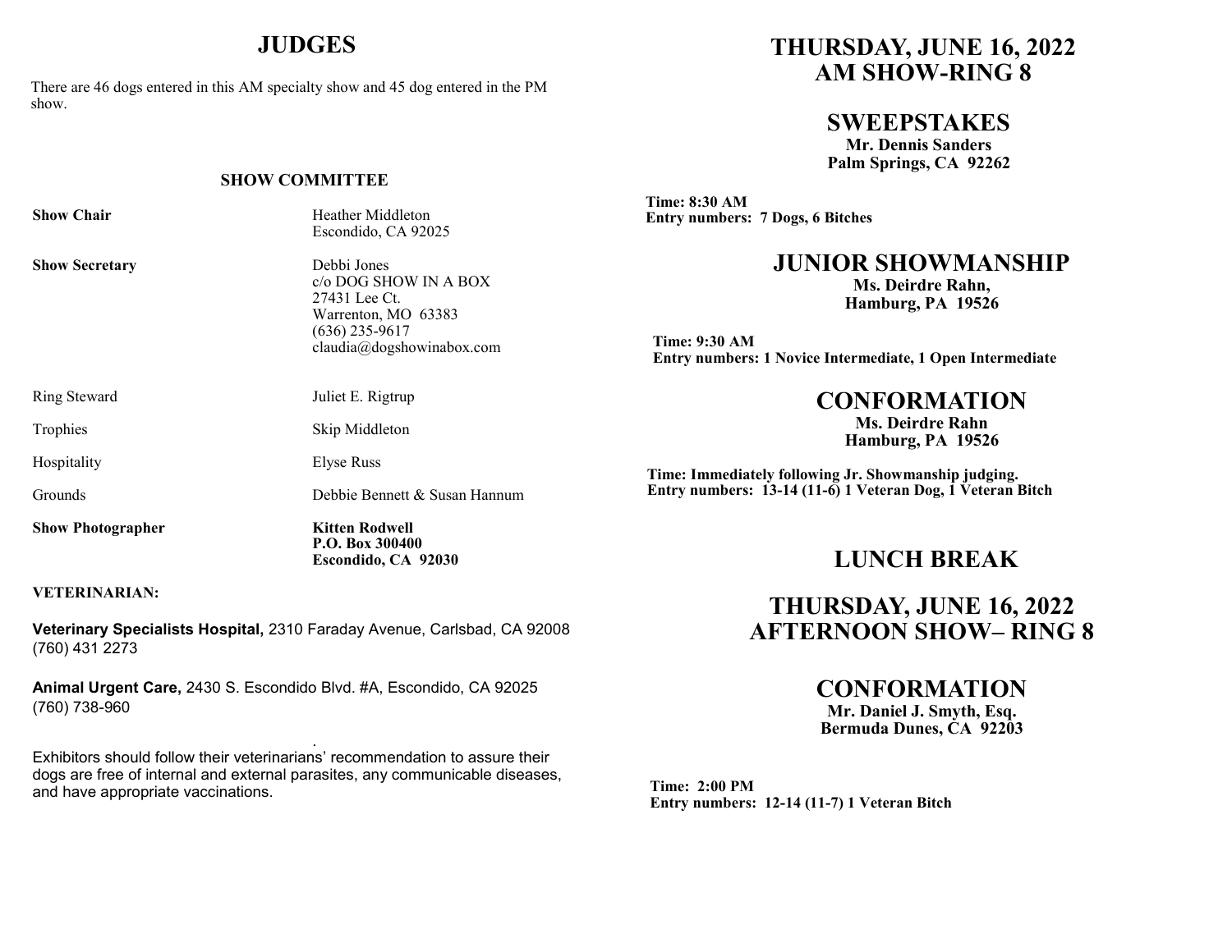# JUDGES

There are 46 dogs entered in this AM specialty show and 45 dog entered in the PM show.

### SHOW COMMITTEE

| | |
|---|---|
| **Show Chair** | Heather Middleton<br>Escondido, CA 92025 |
| **Show Secretary** | Debbi Jones<br>c/o DOG SHOW IN A BOX<br>27431 Lee Ct.<br>Warrenton, MO 63383<br>(636) 235-9617<br>claudia@dogshowinabox.com |
| Ring Steward | Juliet E. Rigtrup |
| Trophies | Skip Middleton |
| Hospitality | Elyse Russ |
| Grounds | Debbie Bennett & Susan Hannum |
| **Show Photographer** | **Kitten Rodwell**<br>**P.O. Box 300400**<br>**Escondido, CA 92030** |

**VETERINARIAN:**

**Veterinary Specialists Hospital,** 2310 Faraday Avenue, Carlsbad, CA 92008
(760) 431 2273

**Animal Urgent Care,** 2430 S. Escondido Blvd. #A, Escondido, CA 92025
(760) 738-960

.

Exhibitors should follow their veterinarians' recommendation to assure their dogs are free of internal and external parasites, any communicable diseases, and have appropriate vaccinations.

# THURSDAY, JUNE 16, 2022
# AM SHOW-RING 8

## SWEEPSTAKES

**Mr. Dennis Sanders**
**Palm Springs, CA 92262**

**Time: 8:30 AM**
**Entry numbers: 7 Dogs, 6 Bitches**

## JUNIOR SHOWMANSHIP

**Ms. Deirdre Rahn,**
**Hamburg, PA 19526**

**Time: 9:30 AM**
**Entry numbers: 1 Novice Intermediate, 1 Open Intermediate**

## CONFORMATION

**Ms. Deirdre Rahn**
**Hamburg, PA 19526**

**Time: Immediately following Jr. Showmanship judging.**
**Entry numbers: 13-14 (11-6) 1 Veteran Dog, 1 Veteran Bitch**

## LUNCH BREAK

# THURSDAY, JUNE 16, 2022
# AFTERNOON SHOW– RING 8

## CONFORMATION

**Mr. Daniel J. Smyth, Esq.**
**Bermuda Dunes, CA 92203**

**Time: 2:00 PM**
**Entry numbers: 12-14 (11-7) 1 Veteran Bitch**